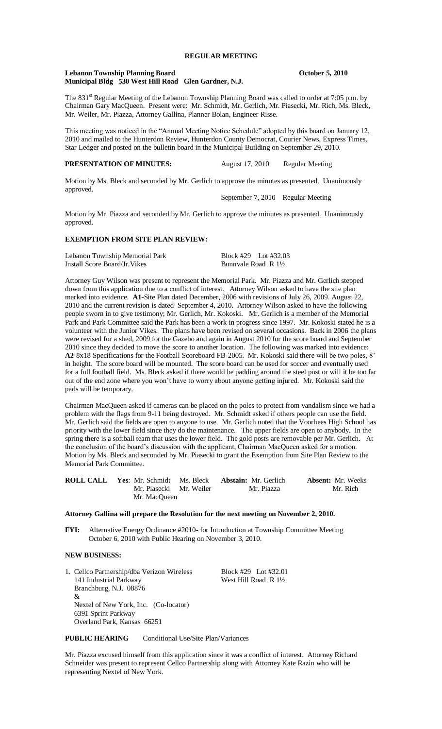**REGULAR MEETING**

**Lebanon Township Planning Board** **October 5, 2010**
**Municipal Bldg 530 West Hill Road Glen Gardner, N.J.**

The 831st Regular Meeting of the Lebanon Township Planning Board was called to order at 7:05 p.m. by Chairman Gary MacQueen. Present were: Mr. Schmidt, Mr. Gerlich, Mr. Piasecki, Mr. Rich, Ms. Bleck, Mr. Weiler, Mr. Piazza, Attorney Gallina, Planner Bolan, Engineer Risse.

This meeting was noticed in the "Annual Meeting Notice Schedule" adopted by this board on January 12, 2010 and mailed to the Hunterdon Review, Hunterdon County Democrat, Courier News, Express Times, Star Ledger and posted on the bulletin board in the Municipal Building on September 29, 2010.

**PRESENTATION OF MINUTES:** August 17, 2010 Regular Meeting

Motion by Ms. Bleck and seconded by Mr. Gerlich to approve the minutes as presented. Unanimously approved.

September 7, 2010 Regular Meeting

Motion by Mr. Piazza and seconded by Mr. Gerlich to approve the minutes as presented. Unanimously approved.

**EXEMPTION FROM SITE PLAN REVIEW:**

Lebanon Township Memorial Park — Block #29 Lot #32.03
Install Score Board/Jr.Vikes — Bunnvale Road R 1½

Attorney Guy Wilson was present to represent the Memorial Park. Mr. Piazza and Mr. Gerlich stepped down from this application due to a conflict of interest. Attorney Wilson asked to have the site plan marked into evidence. **A1**-Site Plan dated December, 2006 with revisions of July 26, 2009. August 22, 2010 and the current revision is dated September 4, 2010. Attorney Wilson asked to have the following people sworn in to give testimony; Mr. Gerlich, Mr. Kokoski. Mr. Gerlich is a member of the Memorial Park and Park Committee said the Park has been a work in progress since 1997. Mr. Kokoski stated he is a volunteer with the Junior Vikes. The plans have been revised on several occasions. Back in 2006 the plans were revised for a shed, 2009 for the Gazebo and again in August 2010 for the score board and September 2010 since they decided to move the score to another location. The following was marked into evidence: **A2**-8x18 Specifications for the Football Scoreboard FB-2005. Mr. Kokoski said there will be two poles, 8' in height. The score board will be mounted. The score board can be used for soccer and eventually used for a full football field. Ms. Bleck asked if there would be padding around the steel post or will it be too far out of the end zone where you won't have to worry about anyone getting injured. Mr. Kokoski said the pads will be temporary.

Chairman MacQueen asked if cameras can be placed on the poles to protect from vandalism since we had a problem with the flags from 9-11 being destroyed. Mr. Schmidt asked if others people can use the field. Mr. Gerlich said the fields are open to anyone to use. Mr. Gerlich noted that the Voorhees High School has priority with the lower field since they do the maintenance. The upper fields are open to anybody. In the spring there is a softball team that uses the lower field. The gold posts are removable per Mr. Gerlich. At the conclusion of the board's discussion with the applicant, Chairman MacQueen asked for a motion. Motion by Ms. Bleck and seconded by Mr. Piasecki to grant the Exemption from Site Plan Review to the Memorial Park Committee.

**ROLL CALL** **Yes**: Mr. Schmidt, Ms. Bleck, Mr. Piasecki, Mr. Weiler, Mr. MacQueen **Abstain:** Mr. Gerlich, Mr. Piazza **Absent:** Mr. Weeks, Mr. Rich

**Attorney Gallina will prepare the Resolution for the next meeting on November 2, 2010.**

**FYI:** Alternative Energy Ordinance #2010- for Introduction at Township Committee Meeting October 6, 2010 with Public Hearing on November 3, 2010.

**NEW BUSINESS:**

1. Cellco Partnership/dba Verizon Wireless — Block #29 Lot #32.01
   141 Industrial Parkway — West Hill Road R 1½
   Branchburg, N.J. 08876
   &
   Nextel of New York, Inc. (Co-locator)
   6391 Sprint Parkway
   Overland Park, Kansas 66251

**PUBLIC HEARING** Conditional Use/Site Plan/Variances

Mr. Piazza excused himself from this application since it was a conflict of interest. Attorney Richard Schneider was present to represent Cellco Partnership along with Attorney Kate Razin who will be representing Nextel of New York.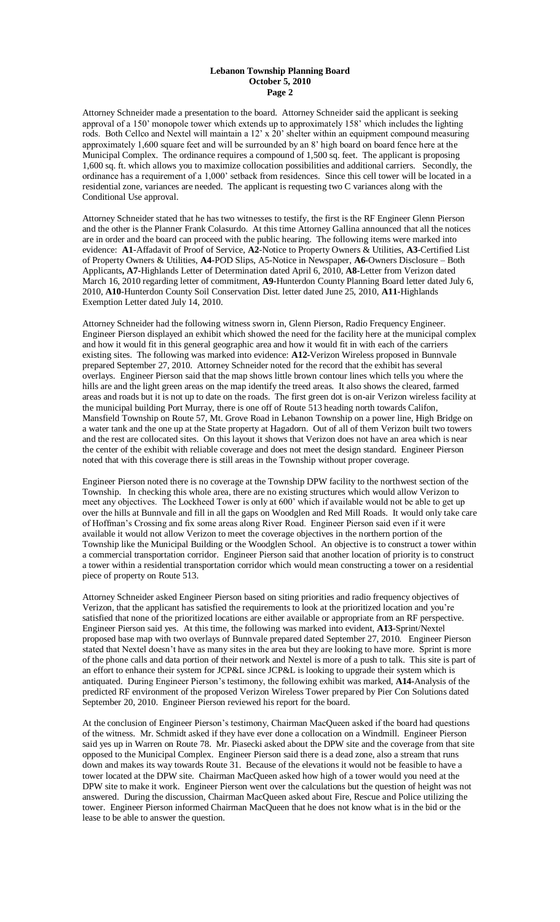Attorney Schneider made a presentation to the board. Attorney Schneider said the applicant is seeking approval of a 150' monopole tower which extends up to approximately 158' which includes the lighting rods. Both Cellco and Nextel will maintain a 12' x 20' shelter within an equipment compound measuring approximately 1,600 square feet and will be surrounded by an 8' high board on board fence here at the Municipal Complex. The ordinance requires a compound of 1,500 sq. feet. The applicant is proposing 1,600 sq. ft. which allows you to maximize collocation possibilities and additional carriers. Secondly, the ordinance has a requirement of a 1,000' setback from residences. Since this cell tower will be located in a residential zone, variances are needed. The applicant is requesting two C variances along with the Conditional Use approval.

Attorney Schneider stated that he has two witnesses to testify, the first is the RF Engineer Glenn Pierson and the other is the Planner Frank Colasurdo. At this time Attorney Gallina announced that all the notices are in order and the board can proceed with the public hearing. The following items were marked into evidence: **A1**-Affadavit of Proof of Service, **A2**-Notice to Property Owners & Utilities, **A3**-Certified List of Property Owners & Utilities, **A4**-POD Slips, A5-Notice in Newspaper, **A6**-Owners Disclosure – Both Applicants**, A7**-Highlands Letter of Determination dated April 6, 2010, **A8**-Letter from Verizon dated March 16, 2010 regarding letter of commitment, **A9**-Hunterdon County Planning Board letter dated July 6, 2010, **A10**-Hunterdon County Soil Conservation Dist. letter dated June 25, 2010, **A11**-Highlands Exemption Letter dated July 14, 2010.

Attorney Schneider had the following witness sworn in, Glenn Pierson, Radio Frequency Engineer. Engineer Pierson displayed an exhibit which showed the need for the facility here at the municipal complex and how it would fit in this general geographic area and how it would fit in with each of the carriers existing sites. The following was marked into evidence: **A12**-Verizon Wireless proposed in Bunnvale prepared September 27, 2010. Attorney Schneider noted for the record that the exhibit has several overlays. Engineer Pierson said that the map shows little brown contour lines which tells you where the hills are and the light green areas on the map identify the treed areas. It also shows the cleared, farmed areas and roads but it is not up to date on the roads. The first green dot is on-air Verizon wireless facility at the municipal building Port Murray, there is one off of Route 513 heading north towards Califon, Mansfield Township on Route 57, Mt. Grove Road in Lebanon Township on a power line, High Bridge on a water tank and the one up at the State property at Hagadorn. Out of all of them Verizon built two towers and the rest are collocated sites. On this layout it shows that Verizon does not have an area which is near the center of the exhibit with reliable coverage and does not meet the design standard. Engineer Pierson noted that with this coverage there is still areas in the Township without proper coverage.

Engineer Pierson noted there is no coverage at the Township DPW facility to the northwest section of the Township. In checking this whole area, there are no existing structures which would allow Verizon to meet any objectives. The Lockheed Tower is only at 600' which if available would not be able to get up over the hills at Bunnvale and fill in all the gaps on Woodglen and Red Mill Roads. It would only take care of Hoffman's Crossing and fix some areas along River Road. Engineer Pierson said even if it were available it would not allow Verizon to meet the coverage objectives in the northern portion of the Township like the Municipal Building or the Woodglen School. An objective is to construct a tower within a commercial transportation corridor. Engineer Pierson said that another location of priority is to construct a tower within a residential transportation corridor which would mean constructing a tower on a residential piece of property on Route 513.

Attorney Schneider asked Engineer Pierson based on siting priorities and radio frequency objectives of Verizon, that the applicant has satisfied the requirements to look at the prioritized location and you're satisfied that none of the prioritized locations are either available or appropriate from an RF perspective. Engineer Pierson said yes. At this time, the following was marked into evident, **A13**-Sprint/Nextel proposed base map with two overlays of Bunnvale prepared dated September 27, 2010. Engineer Pierson stated that Nextel doesn't have as many sites in the area but they are looking to have more. Sprint is more of the phone calls and data portion of their network and Nextel is more of a push to talk. This site is part of an effort to enhance their system for JCP&L since JCP&L is looking to upgrade their system which is antiquated. During Engineer Pierson's testimony, the following exhibit was marked, **A14**-Analysis of the predicted RF environment of the proposed Verizon Wireless Tower prepared by Pier Con Solutions dated September 20, 2010. Engineer Pierson reviewed his report for the board.

At the conclusion of Engineer Pierson's testimony, Chairman MacQueen asked if the board had questions of the witness. Mr. Schmidt asked if they have ever done a collocation on a Windmill. Engineer Pierson said yes up in Warren on Route 78. Mr. Piasecki asked about the DPW site and the coverage from that site opposed to the Municipal Complex. Engineer Pierson said there is a dead zone, also a stream that runs down and makes its way towards Route 31. Because of the elevations it would not be feasible to have a tower located at the DPW site. Chairman MacQueen asked how high of a tower would you need at the DPW site to make it work. Engineer Pierson went over the calculations but the question of height was not answered. During the discussion, Chairman MacQueen asked about Fire, Rescue and Police utilizing the tower. Engineer Pierson informed Chairman MacQueen that he does not know what is in the bid or the lease to be able to answer the question.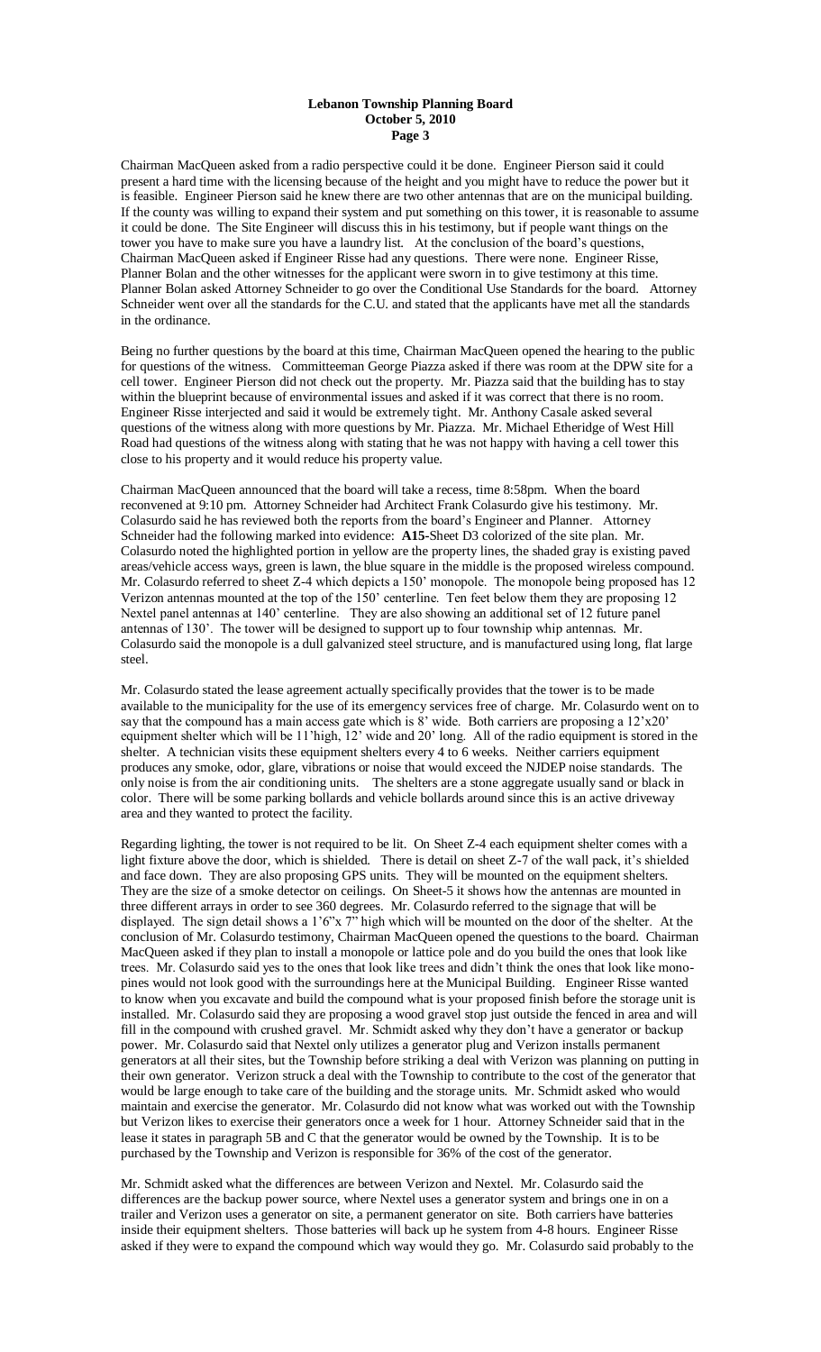Chairman MacQueen asked from a radio perspective could it be done. Engineer Pierson said it could present a hard time with the licensing because of the height and you might have to reduce the power but it is feasible. Engineer Pierson said he knew there are two other antennas that are on the municipal building. If the county was willing to expand their system and put something on this tower, it is reasonable to assume it could be done. The Site Engineer will discuss this in his testimony, but if people want things on the tower you have to make sure you have a laundry list. At the conclusion of the board's questions, Chairman MacQueen asked if Engineer Risse had any questions. There were none. Engineer Risse, Planner Bolan and the other witnesses for the applicant were sworn in to give testimony at this time. Planner Bolan asked Attorney Schneider to go over the Conditional Use Standards for the board. Attorney Schneider went over all the standards for the C.U. and stated that the applicants have met all the standards in the ordinance.

Being no further questions by the board at this time, Chairman MacQueen opened the hearing to the public for questions of the witness. Committeeman George Piazza asked if there was room at the DPW site for a cell tower. Engineer Pierson did not check out the property. Mr. Piazza said that the building has to stay within the blueprint because of environmental issues and asked if it was correct that there is no room. Engineer Risse interjected and said it would be extremely tight. Mr. Anthony Casale asked several questions of the witness along with more questions by Mr. Piazza. Mr. Michael Etheridge of West Hill Road had questions of the witness along with stating that he was not happy with having a cell tower this close to his property and it would reduce his property value.

Chairman MacQueen announced that the board will take a recess, time 8:58pm. When the board reconvened at 9:10 pm. Attorney Schneider had Architect Frank Colasurdo give his testimony. Mr. Colasurdo said he has reviewed both the reports from the board's Engineer and Planner. Attorney Schneider had the following marked into evidence: **A15**-Sheet D3 colorized of the site plan. Mr. Colasurdo noted the highlighted portion in yellow are the property lines, the shaded gray is existing paved areas/vehicle access ways, green is lawn, the blue square in the middle is the proposed wireless compound. Mr. Colasurdo referred to sheet Z-4 which depicts a 150' monopole. The monopole being proposed has 12 Verizon antennas mounted at the top of the 150' centerline. Ten feet below them are proposing 12 Nextel panel antennas at 140' centerline. They are also showing an additional set of 12 future panel antennas of 130'. The tower will be designed to support up to four township whip antennas. Mr. Colasurdo said the monopole is a dull galvanized steel structure, and is manufactured using long, flat large steel.

Mr. Colasurdo stated the lease agreement actually specifically provides that the tower is to be made available to the municipality for the use of its emergency services free of charge. Mr. Colasurdo went on to say that the compound has a main access gate which is 8' wide. Both carriers are proposing a 12'x20' equipment shelter which will be 11'high, 12' wide and 20' long. All of the radio equipment is stored in the shelter. A technician visits these equipment shelters every 4 to 6 weeks. Neither carriers equipment produces any smoke, odor, glare, vibrations or noise that would exceed the NJDEP noise standards. The only noise is from the air conditioning units. The shelters are a stone aggregate usually sand or black in color. There will be some parking bollards and vehicle bollards around since this is an active driveway area and they wanted to protect the facility.

Regarding lighting, the tower is not required to be lit. On Sheet Z-4 each equipment shelter comes with a light fixture above the door, which is shielded. There is detail on sheet Z-7 of the wall pack, it's shielded and face down. They are also proposing GPS units. They will be mounted on the equipment shelters. They are the size of a smoke detector on ceilings. On Sheet-5 it shows how the antennas are mounted in three different arrays in order to see 360 degrees. Mr. Colasurdo referred to the signage that will be displayed. The sign detail shows a 1'6"x 7" high which will be mounted on the door of the shelter. At the conclusion of Mr. Colasurdo testimony, Chairman MacQueen opened the questions to the board. Chairman MacQueen asked if they plan to install a monopole or lattice pole and do you build the ones that look like trees. Mr. Colasurdo said yes to the ones that look like trees and didn't think the ones that look like mono-pines would not look good with the surroundings here at the Municipal Building. Engineer Risse wanted to know when you excavate and build the compound what is your proposed finish before the storage unit is installed. Mr. Colasurdo said they are proposing a wood gravel stop just outside the fenced in area and will fill in the compound with crushed gravel. Mr. Schmidt asked why they don't have a generator or backup power. Mr. Colasurdo said that Nextel only utilizes a generator plug and Verizon installs permanent generators at all their sites, but the Township before striking a deal with Verizon was planning on putting in their own generator. Verizon struck a deal with the Township to contribute to the cost of the generator that would be large enough to take care of the building and the storage units. Mr. Schmidt asked who would maintain and exercise the generator. Mr. Colasurdo did not know what was worked out with the Township but Verizon likes to exercise their generators once a week for 1 hour. Attorney Schneider said that in the lease it states in paragraph 5B and C that the generator would be owned by the Township. It is to be purchased by the Township and Verizon is responsible for 36% of the cost of the generator.

Mr. Schmidt asked what the differences are between Verizon and Nextel. Mr. Colasurdo said the differences are the backup power source, where Nextel uses a generator system and brings one in on a trailer and Verizon uses a generator on site, a permanent generator on site. Both carriers have batteries inside their equipment shelters. Those batteries will back up he system from 4-8 hours. Engineer Risse asked if they were to expand the compound which way would they go. Mr. Colasurdo said probably to the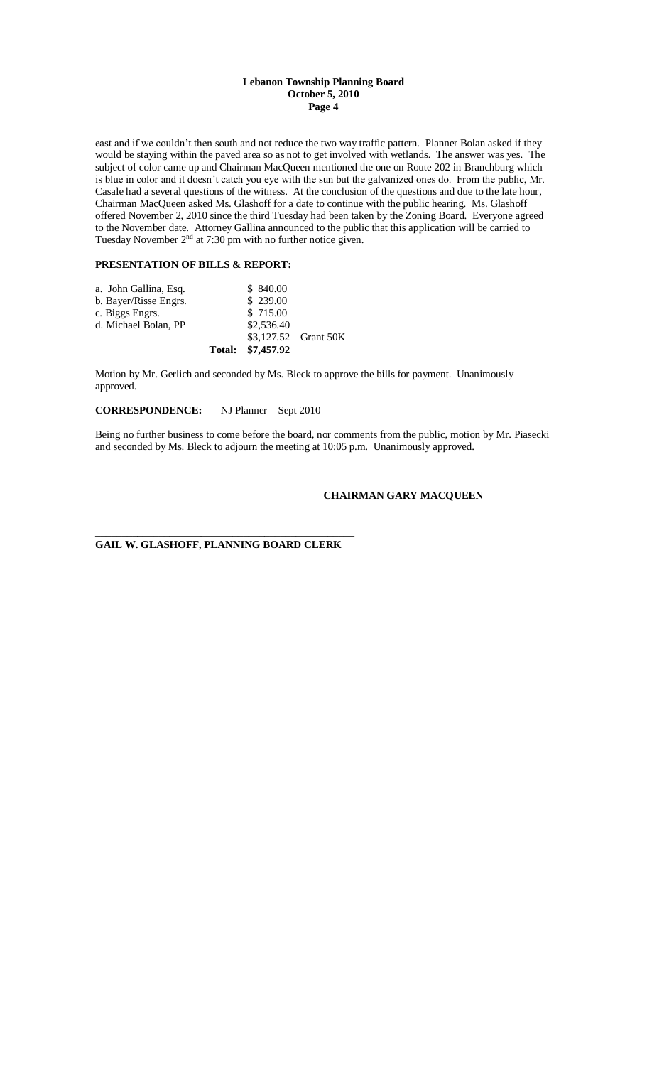east and if we couldn't then south and not reduce the two way traffic pattern. Planner Bolan asked if they would be staying within the paved area so as not to get involved with wetlands. The answer was yes. The subject of color came up and Chairman MacQueen mentioned the one on Route 202 in Branchburg which is blue in color and it doesn't catch you eye with the sun but the galvanized ones do. From the public, Mr. Casale had a several questions of the witness. At the conclusion of the questions and due to the late hour, Chairman MacQueen asked Ms. Glashoff for a date to continue with the public hearing. Ms. Glashoff offered November 2, 2010 since the third Tuesday had been taken by the Zoning Board. Everyone agreed to the November date. Attorney Gallina announced to the public that this application will be carried to Tuesday November 2nd at 7:30 pm with no further notice given.

**PRESENTATION OF BILLS & REPORT:**

| | | |
|---|---|---|
| a. John Gallina, Esq. | | $ 840.00 |
| b. Bayer/Risse Engrs. | | $ 239.00 |
| c. Biggs Engrs. | | $ 715.00 |
| d. Michael Bolan, PP | | $2,536.40 |
| | | $3,127.52 – Grant 50K |
| | **Total:** | **$7,457.92** |

Motion by Mr. Gerlich and seconded by Ms. Bleck to approve the bills for payment. Unanimously approved.

**CORRESPONDENCE:** NJ Planner – Sept 2010

Being no further business to come before the board, nor comments from the public, motion by Mr. Piasecki and seconded by Ms. Bleck to adjourn the meeting at 10:05 p.m. Unanimously approved.

\_\_\_\_\_\_\_\_\_\_\_\_\_\_\_\_\_\_\_\_\_\_\_\_\_\_\_\_\_\_\_\_\_\_\_\_\_\_\_\_
**CHAIRMAN GARY MACQUEEN**

\_\_\_\_\_\_\_\_\_\_\_\_\_\_\_\_\_\_\_\_\_\_\_\_\_\_\_\_\_\_\_\_\_\_\_\_\_\_\_\_\_\_\_\_\_\_
**GAIL W. GLASHOFF, PLANNING BOARD CLERK**